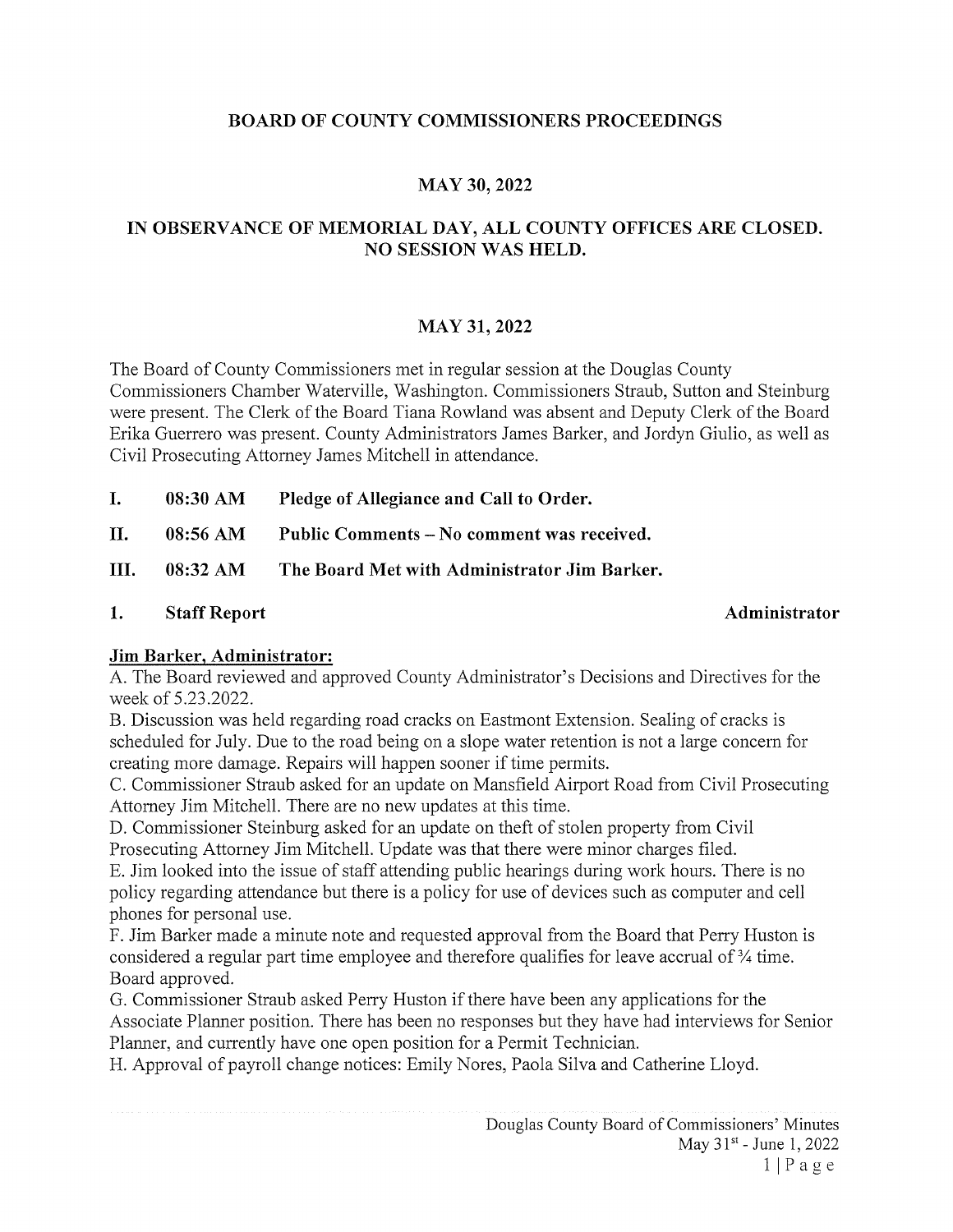# BOARD OF COUNTY COMMISSIONERS PROCEEDINGS

## MAY 30, 2022

## IN OBSERVANCE OF MEMORIAL DAY, ALL COUNTY OFFICES ARE CLOSED. NO SESSION WAS HELD.

## MAY 31, 2022

The Board of County Commissioners met in regular session at the Douglas County Commissioners Chamber Waterville, Washington. Commissioners Straub, Sutton and Steinburg were present. The Clerk of the Board Tiana Rowland was absent and Deputy Clerk of the Board Erika Guerrero was present. County Administrators James Barker, and Jordyn Giulio, as well as Civil Prosecuting Attorney James Mitchell in attendance.

**I. 08:30 AM Pledge of Allegiance and Call to Order.**

**II. 08:56 AM Public Comments – No comment was received.**

**III. 08:32 AM The Board Met with Administrator Jim Barker.**

**1. Staff Report** — **Administrator**

**Jim Barker, Administrator:**

A. The Board reviewed and approved County Administrator's Decisions and Directives for the week of 5.23.2022.

B. Discussion was held regarding road cracks on Eastmont Extension. Sealing of cracks is scheduled for July. Due to the road being on a slope water retention is not a large concern for creating more damage. Repairs will happen sooner if time permits.

C. Commissioner Straub asked for an update on Mansfield Airport Road from Civil Prosecuting Attorney Jim Mitchell. There are no new updates at this time.

D. Commissioner Steinburg asked for an update on theft of stolen property from Civil Prosecuting Attorney Jim Mitchell. Update was that there were minor charges filed.

E. Jim looked into the issue of staff attending public hearings during work hours. There is no policy regarding attendance but there is a policy for use of devices such as computer and cell phones for personal use.

F. Jim Barker made a minute note and requested approval from the Board that Perry Huston is considered a regular part time employee and therefore qualifies for leave accrual of ¾ time. Board approved.

G. Commissioner Straub asked Perry Huston if there have been any applications for the Associate Planner position. There has been no responses but they have had interviews for Senior Planner, and currently have one open position for a Permit Technician.

H. Approval of payroll change notices: Emily Nores, Paola Silva and Catherine Lloyd.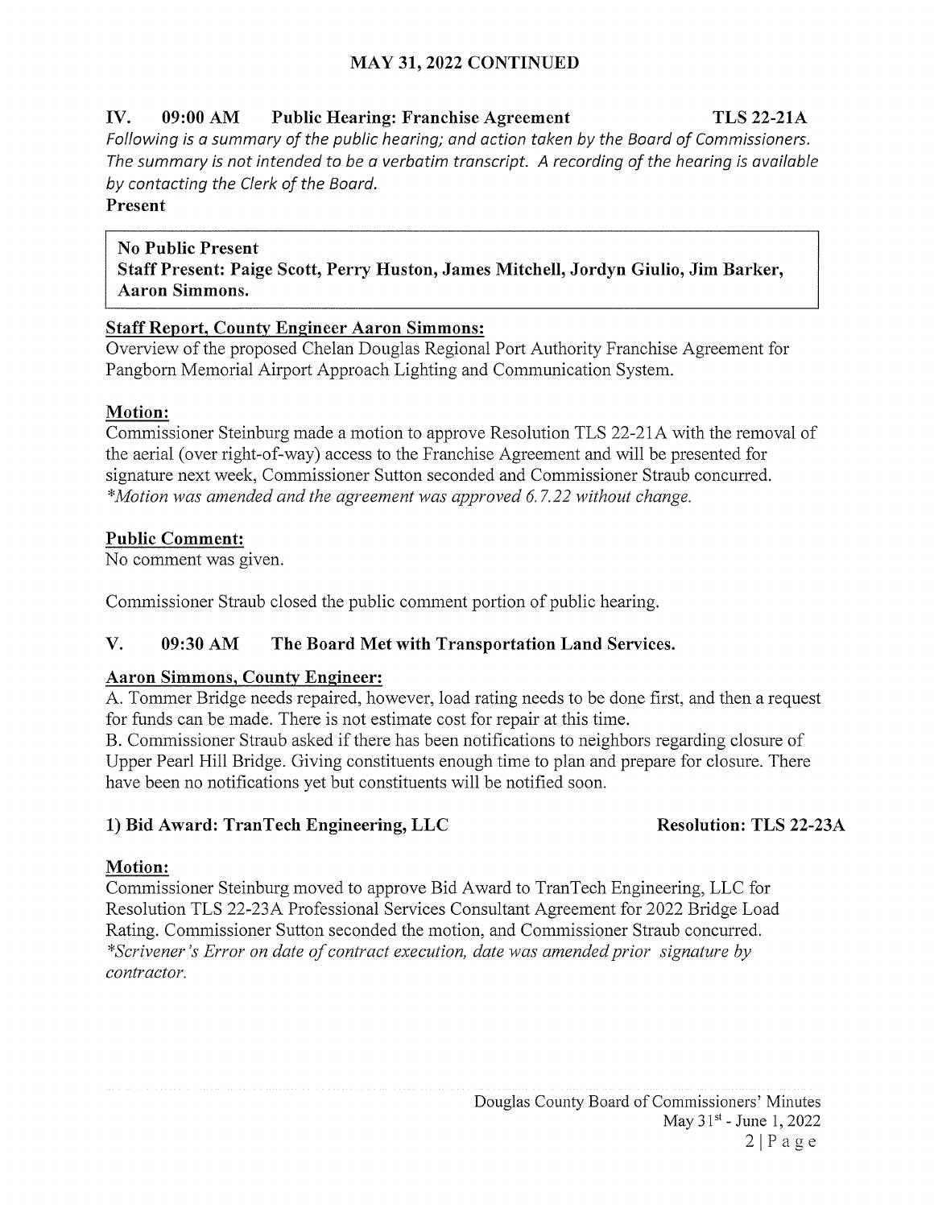## MAY 31, 2022 CONTINUED

### IV. 09:00 AM Public Hearing: Franchise Agreement TLS 22-21A

*Following is a summary of the public hearing; and action taken by the Board of Commissioners. The summary is not intended to be a verbatim transcript. A recording of the hearing is available by contacting the Clerk of the Board.*

**Present**

**No Public Present**
**Staff Present: Paige Scott, Perry Huston, James Mitchell, Jordyn Giulio, Jim Barker, Aaron Simmons.**

**Staff Report, County Engineer Aaron Simmons:**

Overview of the proposed Chelan Douglas Regional Port Authority Franchise Agreement for Pangborn Memorial Airport Approach Lighting and Communication System.

**Motion:**

Commissioner Steinburg made a motion to approve Resolution TLS 22-21A with the removal of the aerial (over right-of-way) access to the Franchise Agreement and will be presented for signature next week, Commissioner Sutton seconded and Commissioner Straub concurred.
*\*Motion was amended and the agreement was approved 6.7.22 without change.*

**Public Comment:**

No comment was given.

Commissioner Straub closed the public comment portion of public hearing.

### V. 09:30 AM The Board Met with Transportation Land Services.

**Aaron Simmons, County Engineer:**

A. Tommer Bridge needs repaired, however, load rating needs to be done first, and then a request for funds can be made. There is not estimate cost for repair at this time.
B. Commissioner Straub asked if there has been notifications to neighbors regarding closure of Upper Pearl Hill Bridge. Giving constituents enough time to plan and prepare for closure. There have been no notifications yet but constituents will be notified soon.

**1) Bid Award: TranTech Engineering, LLC Resolution: TLS 22-23A**

**Motion:**

Commissioner Steinburg moved to approve Bid Award to TranTech Engineering, LLC for Resolution TLS 22-23A Professional Services Consultant Agreement for 2022 Bridge Load Rating. Commissioner Sutton seconded the motion, and Commissioner Straub concurred.
*\*Scrivener's Error on date of contract execution, date was amended prior signature by contractor.*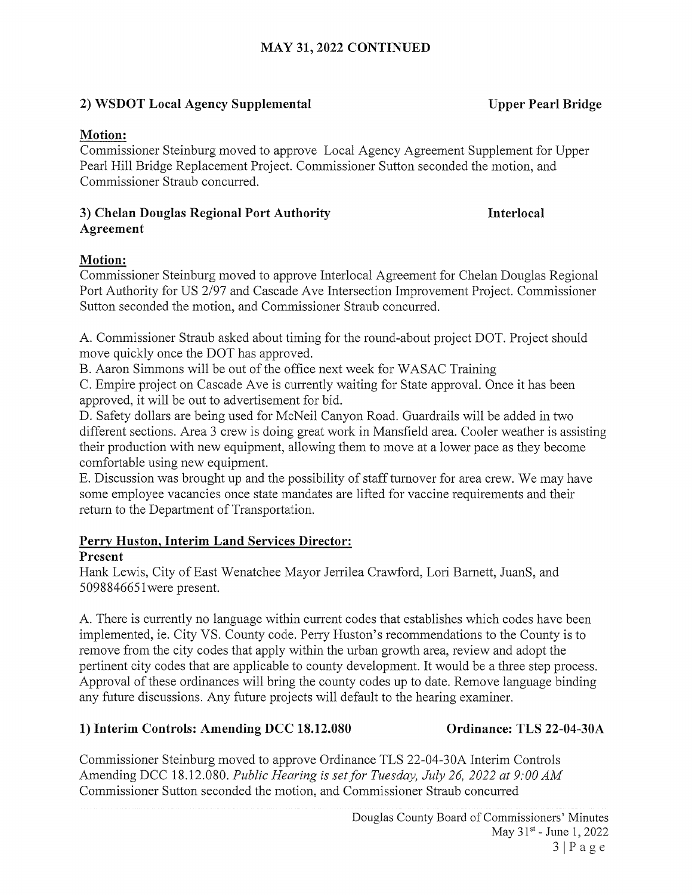## MAY 31, 2022 CONTINUED

**2) WSDOT Local Agency Supplemental** **Upper Pearl Bridge**

**Motion:**
Commissioner Steinburg moved to approve Local Agency Agreement Supplement for Upper Pearl Hill Bridge Replacement Project. Commissioner Sutton seconded the motion, and Commissioner Straub concurred.

**3) Chelan Douglas Regional Port Authority** **Interlocal Agreement**

**Motion:**
Commissioner Steinburg moved to approve Interlocal Agreement for Chelan Douglas Regional Port Authority for US 2/97 and Cascade Ave Intersection Improvement Project. Commissioner Sutton seconded the motion, and Commissioner Straub concurred.

A. Commissioner Straub asked about timing for the round-about project DOT. Project should move quickly once the DOT has approved.
B. Aaron Simmons will be out of the office next week for WASAC Training
C. Empire project on Cascade Ave is currently waiting for State approval. Once it has been approved, it will be out to advertisement for bid.
D. Safety dollars are being used for McNeil Canyon Road. Guardrails will be added in two different sections. Area 3 crew is doing great work in Mansfield area. Cooler weather is assisting their production with new equipment, allowing them to move at a lower pace as they become comfortable using new equipment.
E. Discussion was brought up and the possibility of staff turnover for area crew. We may have some employee vacancies once state mandates are lifted for vaccine requirements and their return to the Department of Transportation.

**Perry Huston, Interim Land Services Director:**

**Present**
Hank Lewis, City of East Wenatchee Mayor Jerrilea Crawford, Lori Barnett, JuanS, and 5098846651were present.

A. There is currently no language within current codes that establishes which codes have been implemented, ie. City VS. County code. Perry Huston's recommendations to the County is to remove from the city codes that apply within the urban growth area, review and adopt the pertinent city codes that are applicable to county development. It would be a three step process. Approval of these ordinances will bring the county codes up to date. Remove language binding any future discussions. Any future projects will default to the hearing examiner.

**1) Interim Controls: Amending DCC 18.12.080** **Ordinance: TLS 22-04-30A**

Commissioner Steinburg moved to approve Ordinance TLS 22-04-30A Interim Controls Amending DCC 18.12.080. *Public Hearing is set for Tuesday, July 26, 2022 at 9:00 AM* Commissioner Sutton seconded the motion, and Commissioner Straub concurred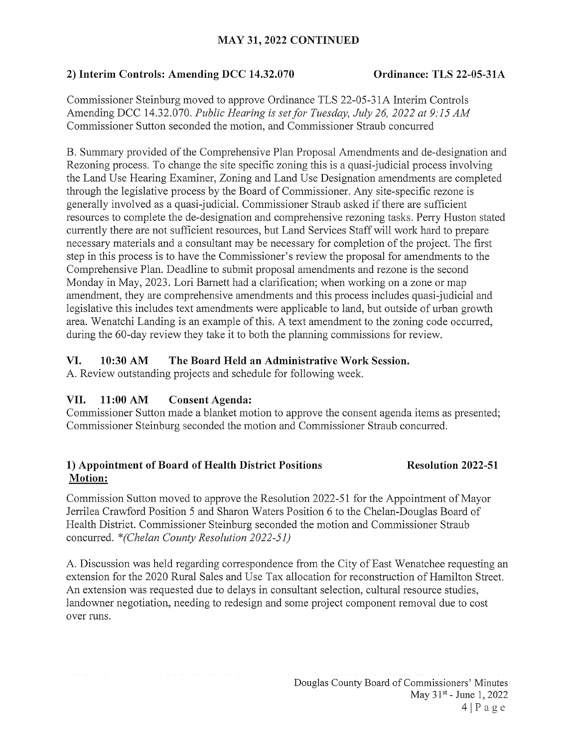**MAY 31, 2022 CONTINUED**

**2) Interim Controls: Amending DCC 14.32.070 Ordinance: TLS 22-05-31A**

Commissioner Steinburg moved to approve Ordinance TLS 22-05-31A Interim Controls Amending DCC 14.32.070. *Public Hearing is set for Tuesday, July 26, 2022 at 9:15 AM* Commissioner Sutton seconded the motion, and Commissioner Straub concurred

B. Summary provided of the Comprehensive Plan Proposal Amendments and de-designation and Rezoning process. To change the site specific zoning this is a quasi-judicial process involving the Land Use Hearing Examiner, Zoning and Land Use Designation amendments are completed through the legislative process by the Board of Commissioner. Any site-specific rezone is generally involved as a quasi-judicial. Commissioner Straub asked if there are sufficient resources to complete the de-designation and comprehensive rezoning tasks. Perry Huston stated currently there are not sufficient resources, but Land Services Staff will work hard to prepare necessary materials and a consultant may be necessary for completion of the project. The first step in this process is to have the Commissioner's review the proposal for amendments to the Comprehensive Plan. Deadline to submit proposal amendments and rezone is the second Monday in May, 2023. Lori Barnett had a clarification; when working on a zone or map amendment, they are comprehensive amendments and this process includes quasi-judicial and legislative this includes text amendments were applicable to land, but outside of urban growth area. Wenatchi Landing is an example of this. A text amendment to the zoning code occurred, during the 60-day review they take it to both the planning commissions for review.

## VI. 10:30 AM The Board Held an Administrative Work Session.

A. Review outstanding projects and schedule for following week.

## VII. 11:00 AM Consent Agenda:

Commissioner Sutton made a blanket motion to approve the consent agenda items as presented; Commissioner Steinburg seconded the motion and Commissioner Straub concurred.

**1) Appointment of Board of Health District Positions Resolution 2022-51**
**Motion:**

Commission Sutton moved to approve the Resolution 2022-51 for the Appointment of Mayor Jerrilea Crawford Position 5 and Sharon Waters Position 6 to the Chelan-Douglas Board of Health District. Commissioner Steinburg seconded the motion and Commissioner Straub concurred. *\*(Chelan County Resolution 2022-51)*

A. Discussion was held regarding correspondence from the City of East Wenatchee requesting an extension for the 2020 Rural Sales and Use Tax allocation for reconstruction of Hamilton Street. An extension was requested due to delays in consultant selection, cultural resource studies, landowner negotiation, needing to redesign and some project component removal due to cost over runs.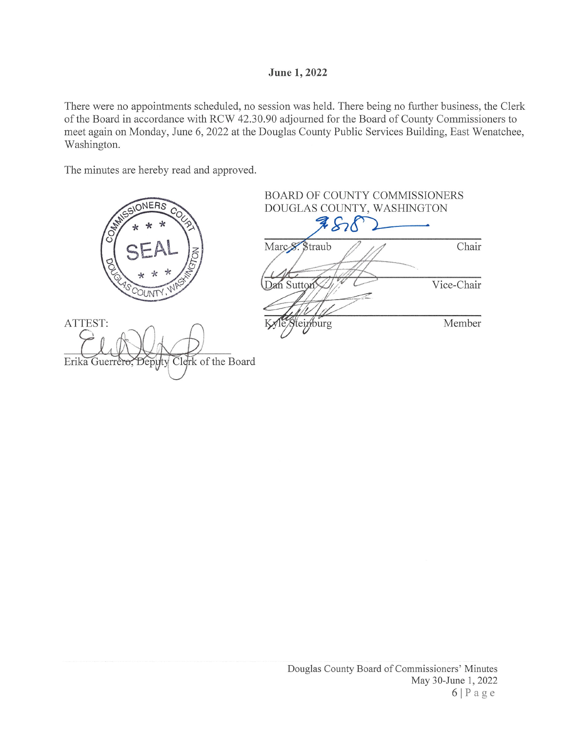**June 1, 2022**

There were no appointments scheduled, no session was held. There being no further business, the Clerk of the Board in accordance with RCW 42.30.90 adjourned for the Board of County Commissioners to meet again on Monday, June 6, 2022 at the Douglas County Public Services Building, East Wenatchee, Washington.

The minutes are hereby read and approved.

COMMISSIONERS COURT
SEAL
DOUGLAS COUNTY, WASHINGTON

BOARD OF COUNTY COMMISSIONERS
DOUGLAS COUNTY, WASHINGTON

Marc S. Straub — Chair

Dan Sutton — Vice-Chair

Kyle Steinburg — Member

ATTEST:

Erika Guerrero, Deputy Clerk of the Board